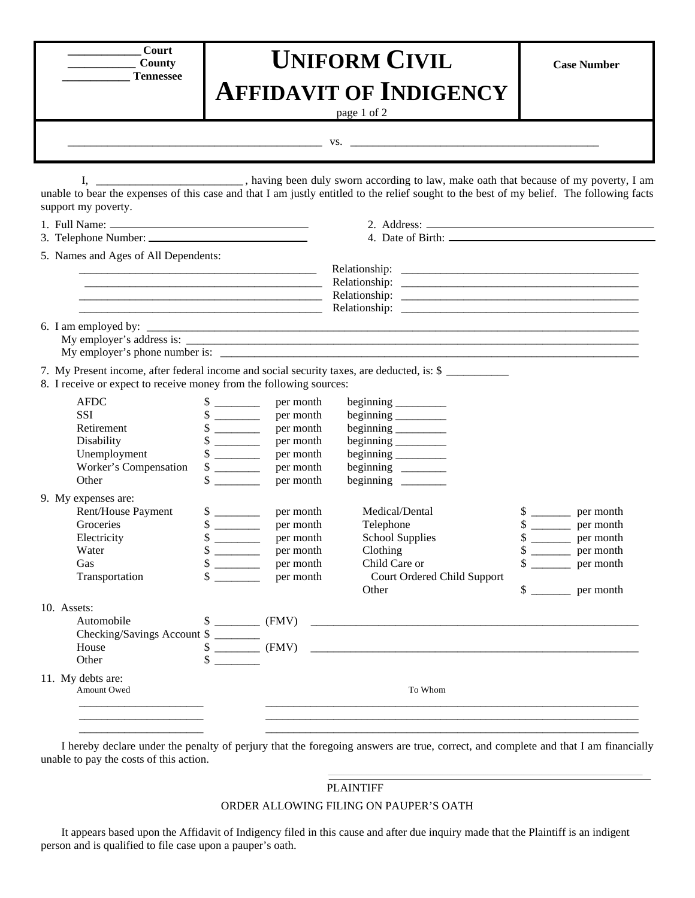| ____________ Court<br>___________ County<br>___________ Tennessee | # UNIFORM CIVIL AFFIDAVIT OF INDIGENCY | **Case Number** |
|---|---|---|

____________________________________________ vs. ____________________________________________

I, _________________________ , having been duly sworn according to law, make oath that because of my poverty, I am unable to bear the expenses of this case and that I am justly entitled to the relief sought to the best of my belief. The following facts support my poverty.

1. Full Name: ____________________________________
2. Address: ____________________________________
3. Telephone Number: ____________________________________
4. Date of Birth: ____________________________________

5. Names and Ages of All Dependents:

| | |
|---|---|
| __________________________________________ | Relationship: __________________________________________ |
| __________________________________________ | Relationship: __________________________________________ |
| __________________________________________ | Relationship: __________________________________________ |
| __________________________________________ | Relationship: __________________________________________ |

6. I am employed by: ____________________________________________________________
   My employer's address is: ____________________________________________________________
   My employer's phone number is: ____________________________________________________________

7. My Present income, after federal income and social security taxes, are deducted, is: $ ___________

8. I receive or expect to receive money from the following sources:

| Source | Amount | | |
|---|---|---|---|
| AFDC | $ ________ | per month | beginning ________ |
| SSI | $ ________ | per month | beginning ________ |
| Retirement | $ ________ | per month | beginning ________ |
| Disability | $ ________ | per month | beginning ________ |
| Unemployment | $ ________ | per month | beginning ________ |
| Worker's Compensation | $ ________ | per month | beginning ________ |
| Other | $ ________ | per month | beginning ________ |

9. My expenses are:

| | | | | | |
|---|---|---|---|---|---|
| Rent/House Payment | $ ________ | per month | Medical/Dental | $ _______ | per month |
| Groceries | $ ________ | per month | Telephone | $ _______ | per month |
| Electricity | $ ________ | per month | School Supplies | $ _______ | per month |
| Water | $ ________ | per month | Clothing | $ _______ | per month |
| Gas | $ ________ | per month | Child Care or Court Ordered Child Support | $ _______ | per month |
| Transportation | $ ________ | per month | Other | $ _______ | per month |

10. Assets:

| | | | |
|---|---|---|---|
| Automobile | $ ________ | (FMV) | ____________________________________________ |
| Checking/Savings Account | $ ________ | | |
| House | $ ________ | (FMV) | ____________________________________________ |
| Other | $ ________ | | |

11. My debts are:

| Amount Owed | To Whom |
|---|---|
| ______________________ | ____________________________________________ |
| ______________________ | ____________________________________________ |
| ______________________ | ____________________________________________ |

I hereby declare under the penalty of perjury that the foregoing answers are true, correct, and complete and that I am financially unable to pay the costs of this action.

____________________________________________
PLAINTIFF

ORDER ALLOWING FILING ON PAUPER'S OATH

It appears based upon the Affidavit of Indigency filed in this cause and after due inquiry made that the Plaintiff is an indigent person and is qualified to file case upon a pauper's oath.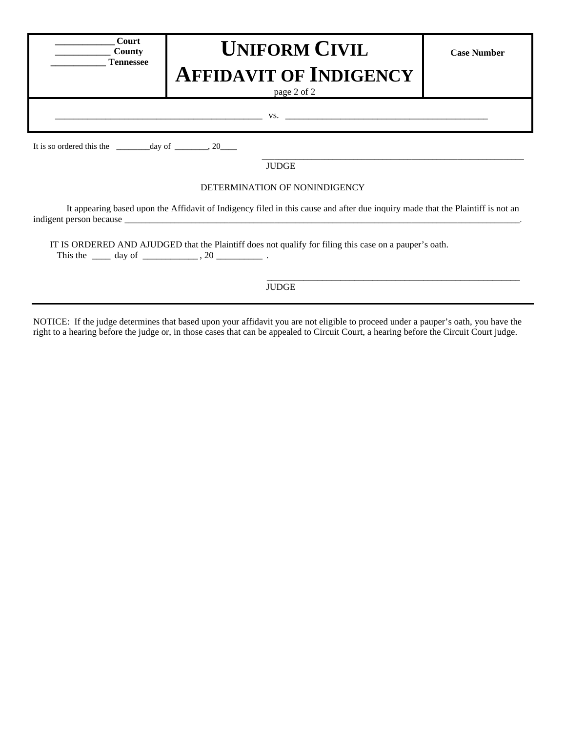| ____________ Court<br>___________ County<br>___________ Tennessee | # UNIFORM CIVIL AFFIDAVIT OF INDIGENCY | Case Number |
|---|---|---|
| ______________________________________________ vs. ______________________________________________ | | |

It is so ordered this the ________day of ________, 20____

_____________________________________________________________

JUDGE

DETERMINATION OF NONINDIGENCY

It appearing based upon the Affidavit of Indigency filed in this cause and after due inquiry made that the Plaintiff is not an indigent person because ___________________________________________________________________________________________.

IT IS ORDERED AND AJUDGED that the Plaintiff does not qualify for filing this case on a pauper's oath.
This the ____ day of ____________ , 20 __________ .

_____________________________________________________________

JUDGE

---

NOTICE: If the judge determines that based upon your affidavit you are not eligible to proceed under a pauper's oath, you have the right to a hearing before the judge or, in those cases that can be appealed to Circuit Court, a hearing before the Circuit Court judge.